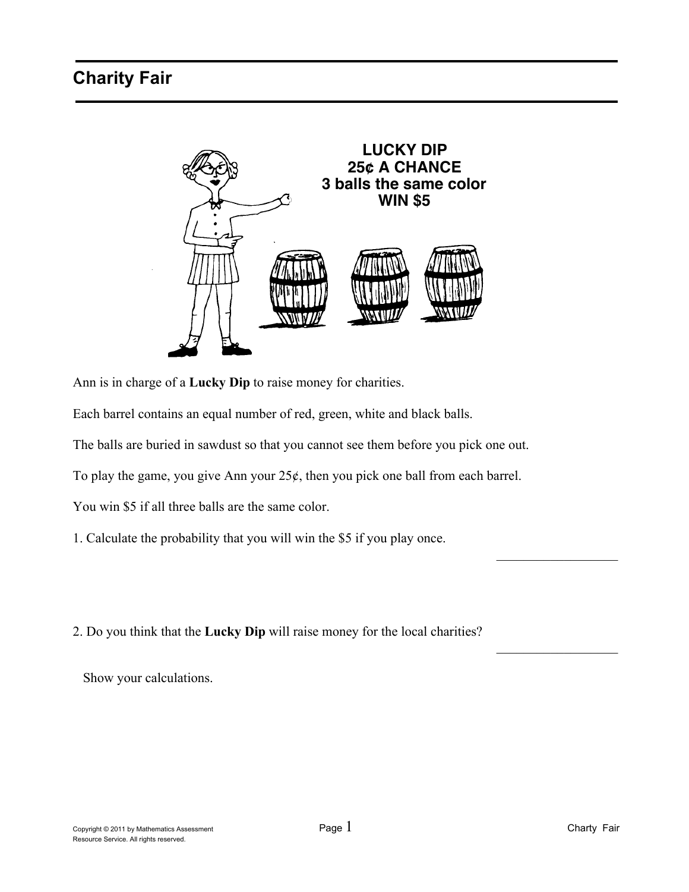# Charity Fair

**LUCKY DIP**
**25¢ A CHANCE**
**3 balls the same color**
**WIN $5**

Ann is in charge of a **Lucky Dip** to raise money for charities.

Each barrel contains an equal number of red, green, white and black balls.

The balls are buried in sawdust so that you cannot see them before you pick one out.

To play the game, you give Ann your 25¢, then you pick one ball from each barrel.

You win $5 if all three balls are the same color.

1. Calculate the probability that you will win the $5 if you play once.

___________________

2. Do you think that the **Lucky Dip** will raise money for the local charities?

___________________

Show your calculations.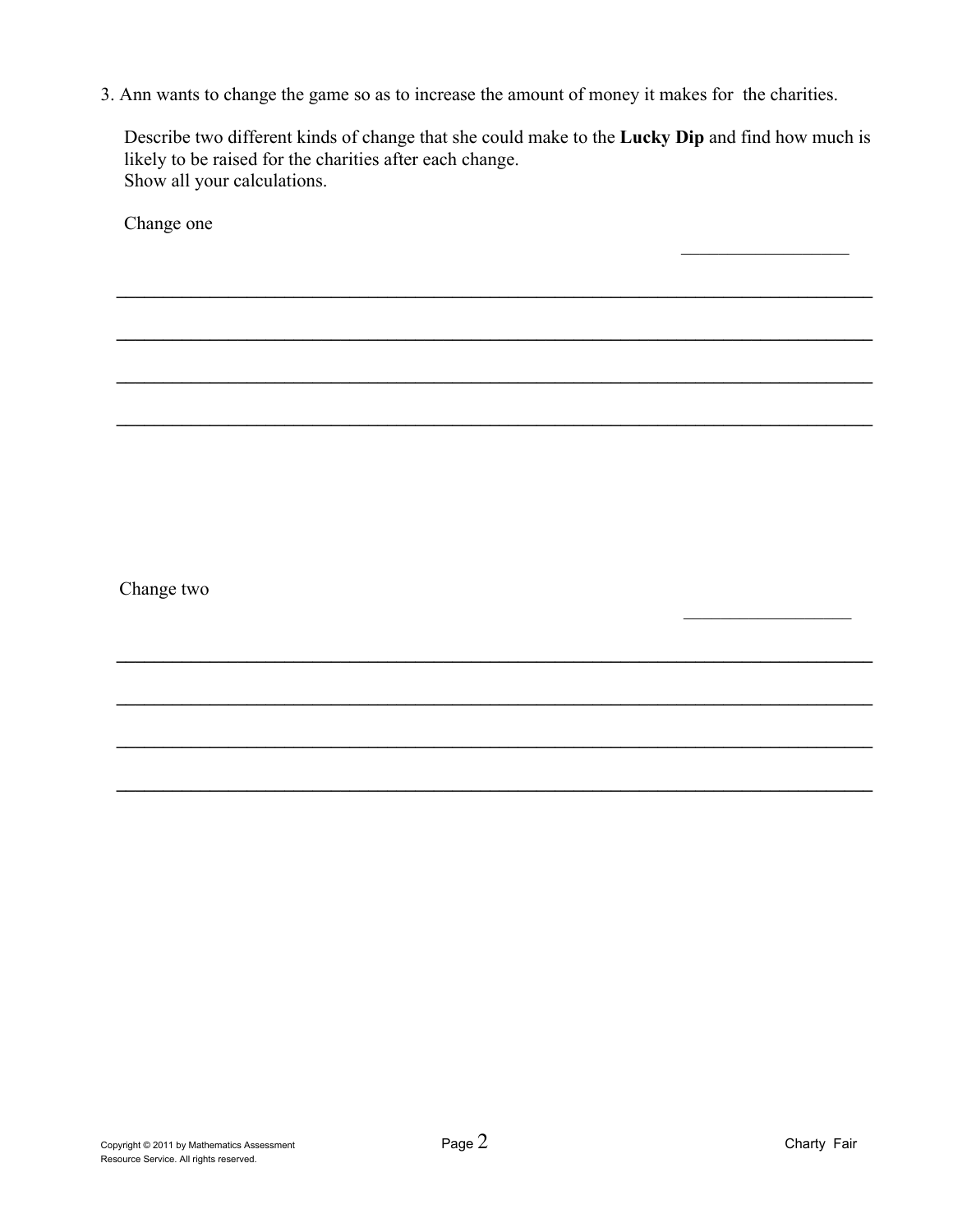3. Ann wants to change the game so as to increase the amount of money it makes for the charities.

Describe two different kinds of change that she could make to the **Lucky Dip** and find how much is likely to be raised for the charities after each change.
Show all your calculations.

Change one

__________________

______________________________________________________________________________

______________________________________________________________________________

______________________________________________________________________________

______________________________________________________________________________

Change two

__________________

______________________________________________________________________________

______________________________________________________________________________

______________________________________________________________________________

______________________________________________________________________________